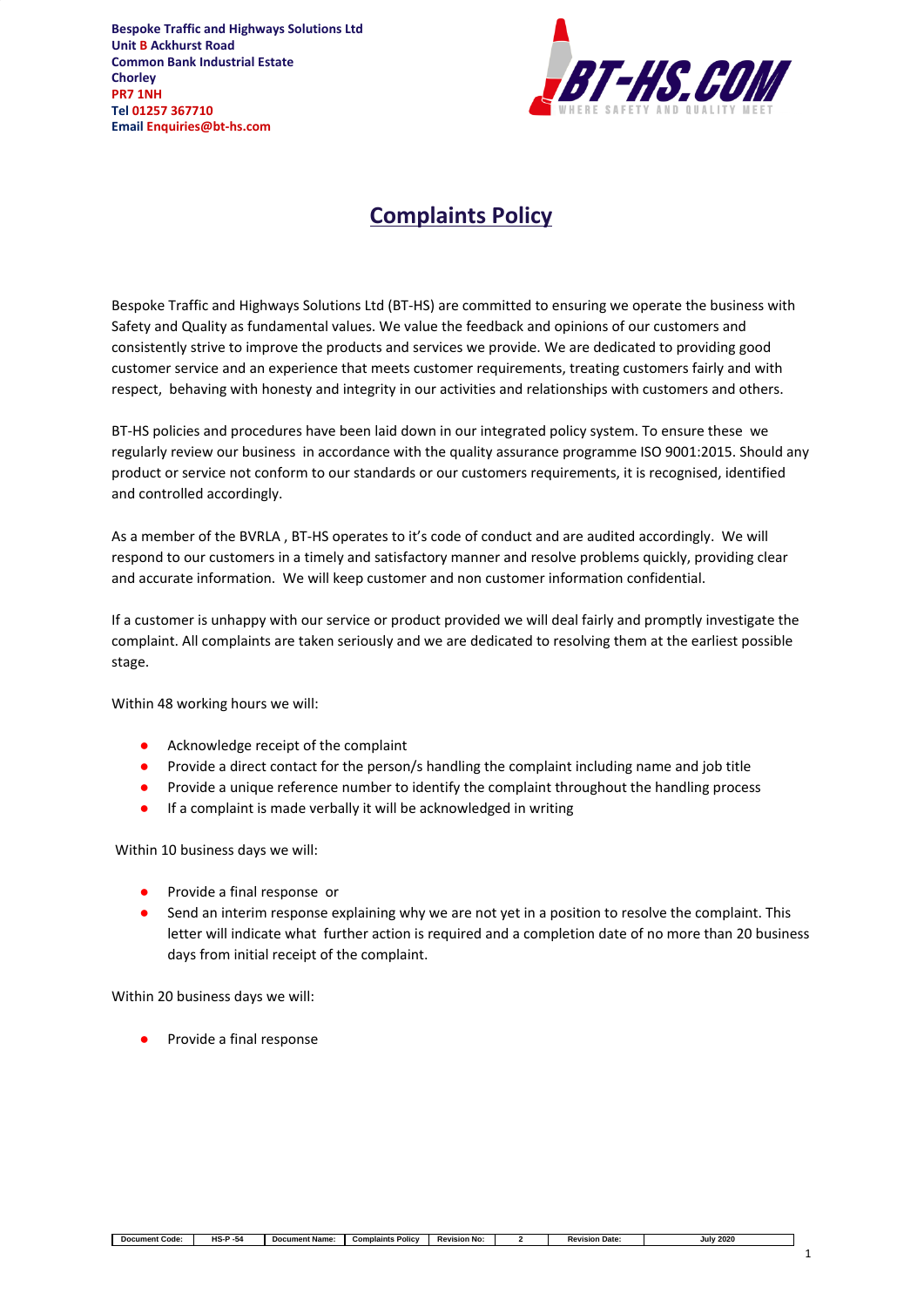**Bespoke Traffic and Highways Solutions Ltd**
**Unit B Ackhurst Road**
**Common Bank Industrial Estate**
**Chorley**
**PR7 1NH**
**Tel 01257 367710**
**Email Enquiries@bt-hs.com**

# Complaints Policy

Bespoke Traffic and Highways Solutions Ltd (BT-HS) are committed to ensuring we operate the business with Safety and Quality as fundamental values. We value the feedback and opinions of our customers and consistently strive to improve the products and services we provide. We are dedicated to providing good customer service and an experience that meets customer requirements, treating customers fairly and with respect, behaving with honesty and integrity in our activities and relationships with customers and others.

BT-HS policies and procedures have been laid down in our integrated policy system. To ensure these we regularly review our business in accordance with the quality assurance programme ISO 9001:2015. Should any product or service not conform to our standards or our customers requirements, it is recognised, identified and controlled accordingly.

As a member of the BVRLA , BT-HS operates to it's code of conduct and are audited accordingly. We will respond to our customers in a timely and satisfactory manner and resolve problems quickly, providing clear and accurate information. We will keep customer and non customer information confidential.

If a customer is unhappy with our service or product provided we will deal fairly and promptly investigate the complaint. All complaints are taken seriously and we are dedicated to resolving them at the earliest possible stage.

Within 48 working hours we will:

- Acknowledge receipt of the complaint
- Provide a direct contact for the person/s handling the complaint including name and job title
- Provide a unique reference number to identify the complaint throughout the handling process
- If a complaint is made verbally it will be acknowledged in writing

Within 10 business days we will:

- Provide a final response or
- Send an interim response explaining why we are not yet in a position to resolve the complaint. This letter will indicate what further action is required and a completion date of no more than 20 business days from initial receipt of the complaint.

Within 20 business days we will:

- Provide a final response

| Document Code: | HS-P -54 | Document Name: | Complaints Policy | Revision No: | 2 | Revision Date: | July 2020 |
|---|---|---|---|---|---|---|---|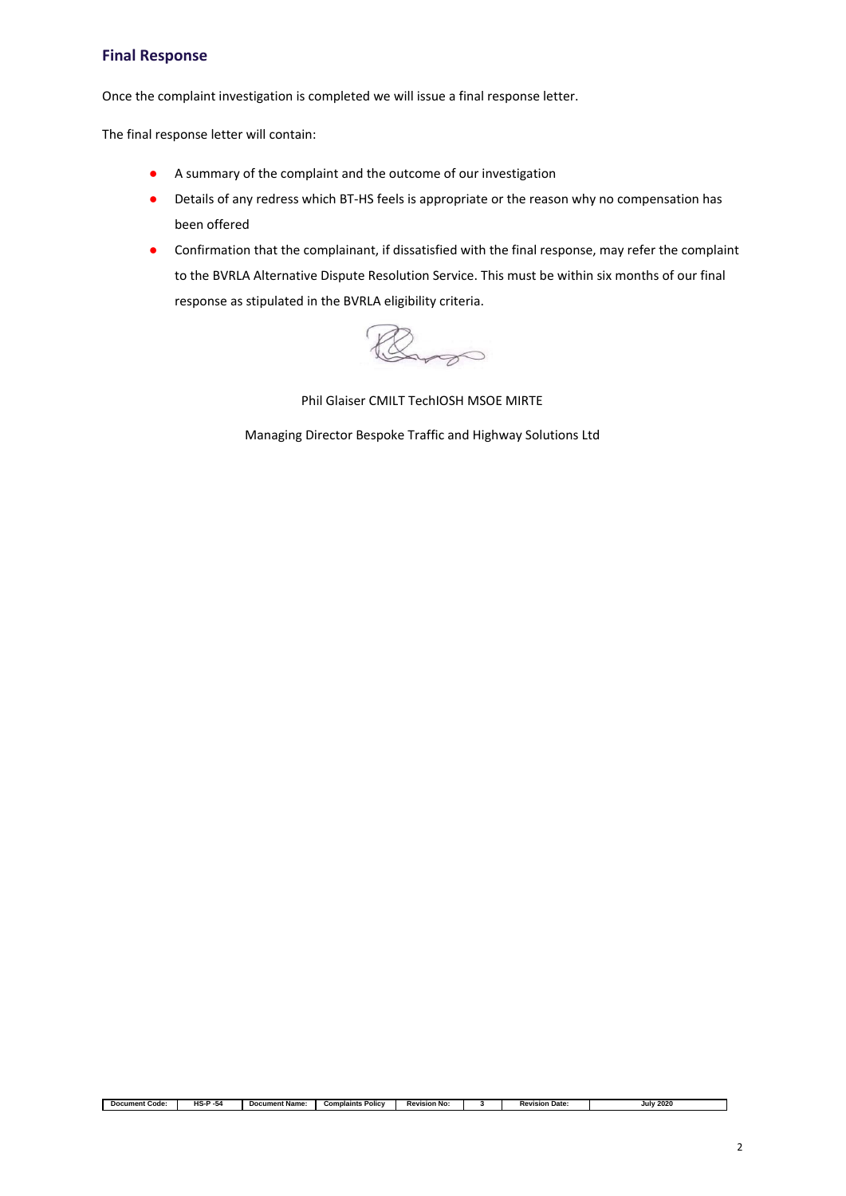## Final Response

Once the complaint investigation is completed we will issue a final response letter.

The final response letter will contain:

- A summary of the complaint and the outcome of our investigation
- Details of any redress which BT-HS feels is appropriate or the reason why no compensation has been offered
- Confirmation that the complainant, if dissatisfied with the final response, may refer the complaint to the BVRLA Alternative Dispute Resolution Service. This must be within six months of our final response as stipulated in the BVRLA eligibility criteria.

Phil Glaiser CMILT TechIOSH MSOE MIRTE

Managing Director Bespoke Traffic and Highway Solutions Ltd